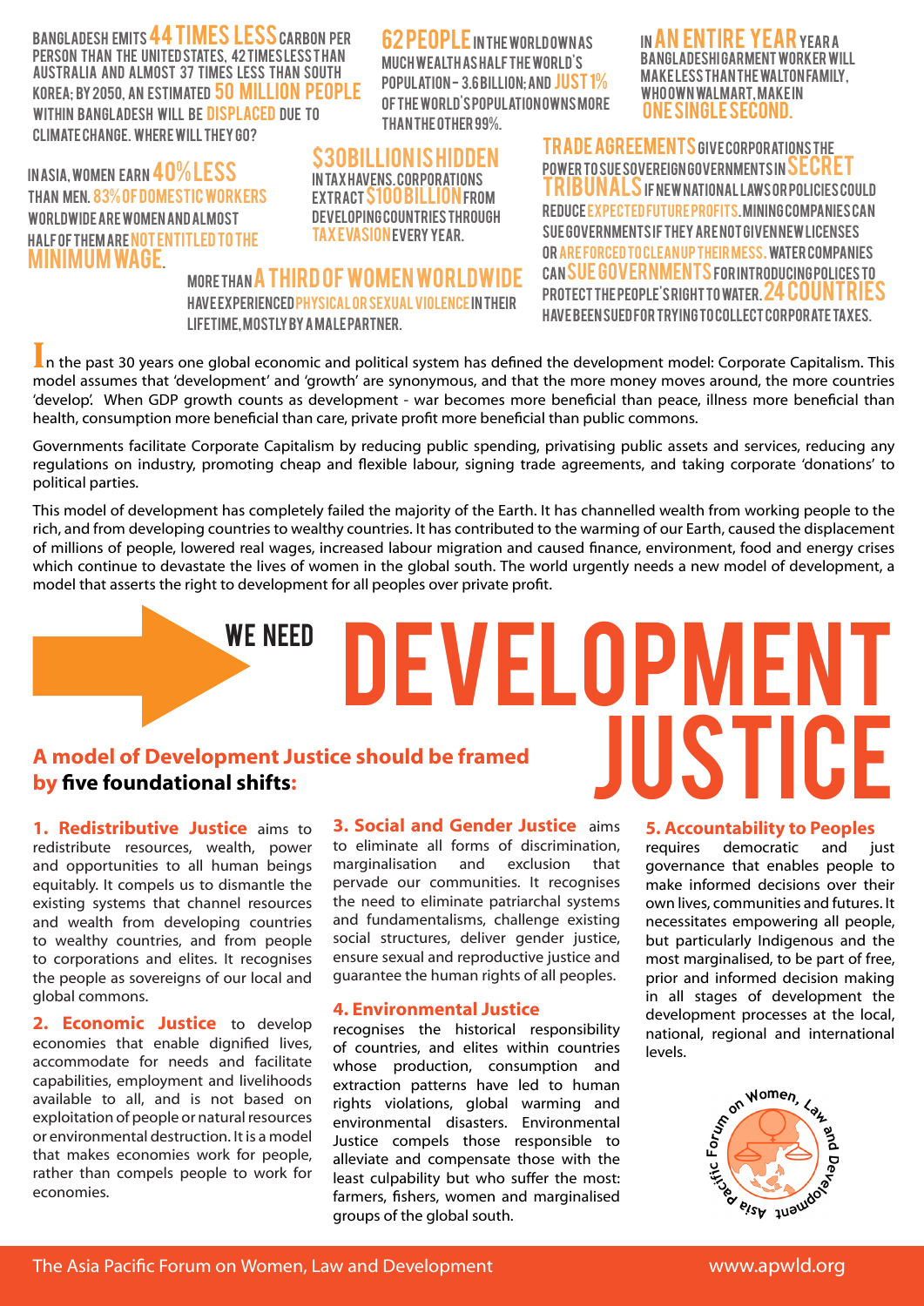BANGLADESH EMITS **44 TIMES LESS** CARBON PER PERSON THAN THE UNITED STATES, 42 TIMES LESS THAN AUSTRALIA AND ALMOST 37 TIMES LESS THAN SOUTH KOREA; BY 2050, AN ESTIMATED **50 MILLION PEOPLE** WITHIN BANGLADESH WILL BE **DISPLACED** DUE TO CLIMATE CHANGE. WHERE WILL THEY GO?

**62 PEOPLE** IN THE WORLD OWN AS MUCH WEALTH AS HALF THE WORLD'S POPULATION – 3.6 BILLION; AND **JUST 1%** OF THE WORLD'S POPULATION OWNS MORE THAN THE OTHER 99%.

IN **AN ENTIRE YEAR** YEAR A BANGLADESHI GARMENT WORKER WILL MAKE LESS THAN THE WALTON FAMILY, WHO OWN WALMART, MAKE IN **ONE SINGLE SECOND.**

IN ASIA, WOMEN EARN **40% LESS** THAN MEN. **83% OF DOMESTIC WORKERS** WORLDWIDE ARE WOMEN AND ALMOST HALF OF THEM ARE **NOT ENTITLED TO THE MINIMUM WAGE**.

**$30 BILLION IS HIDDEN** IN TAX HAVENS. CORPORATIONS EXTRACT **$100 BILLION** FROM DEVELOPING COUNTRIES THROUGH **TAX EVASION** EVERY YEAR.

**TRADE AGREEMENTS** GIVE CORPORATIONS THE POWER TO SUE SOVEREIGN GOVERNMENTS IN **SECRET TRIBUNALS** IF NEW NATIONAL LAWS OR POLICIES COULD REDUCE **EXPECTED FUTURE PROFITS**. MINING COMPANIES CAN SUE GOVERNMENTS IF THEY ARE NOT GIVEN NEW LICENSES OR **ARE FORCED TO CLEAN UP THEIR MESS**. WATER COMPANIES CAN **SUE GOVERNMENTS** FOR INTRODUCING POLICES TO PROTECT THE PEOPLE'S RIGHT TO WATER. **24 COUNTRIES** HAVE BEEN SUED FOR TRYING TO COLLECT CORPORATE TAXES.

MORE THAN **A THIRD OF WOMEN WORLDWIDE** HAVE EXPERIENCED **PHYSICAL OR SEXUAL VIOLENCE** IN THEIR LIFETIME, MOSTLY BY A MALE PARTNER.

In the past 30 years one global economic and political system has defined the development model: Corporate Capitalism. This model assumes that 'development' and 'growth' are synonymous, and that the more money moves around, the more countries 'develop'. When GDP growth counts as development - war becomes more beneficial than peace, illness more beneficial than health, consumption more beneficial than care, private profit more beneficial than public commons.

Governments facilitate Corporate Capitalism by reducing public spending, privatising public assets and services, reducing any regulations on industry, promoting cheap and flexible labour, signing trade agreements, and taking corporate 'donations' to political parties.

This model of development has completely failed the majority of the Earth. It has channelled wealth from working people to the rich, and from developing countries to wealthy countries. It has contributed to the warming of our Earth, caused the displacement of millions of people, lowered real wages, increased labour migration and caused finance, environment, food and energy crises which continue to devastate the lives of women in the global south. The world urgently needs a new model of development, a model that asserts the right to development for all peoples over private profit.

# WE NEED DEVELOPMENT JUSTICE

## A model of Development Justice should be framed by five foundational shifts:

**1. Redistributive Justice** aims to redistribute resources, wealth, power and opportunities to all human beings equitably. It compels us to dismantle the existing systems that channel resources and wealth from developing countries to wealthy countries, and from people to corporations and elites. It recognises the people as sovereigns of our local and global commons.

**2. Economic Justice** to develop economies that enable dignified lives, accommodate for needs and facilitate capabilities, employment and livelihoods available to all, and is not based on exploitation of people or natural resources or environmental destruction. It is a model that makes economies work for people, rather than compels people to work for economies.

**3. Social and Gender Justice** aims to eliminate all forms of discrimination, marginalisation and exclusion that pervade our communities. It recognises the need to eliminate patriarchal systems and fundamentalisms, challenge existing social structures, deliver gender justice, ensure sexual and reproductive justice and guarantee the human rights of all peoples.

**4. Environmental Justice** recognises the historical responsibility of countries, and elites within countries whose production, consumption and extraction patterns have led to human rights violations, global warming and environmental disasters. Environmental Justice compels those responsible to alleviate and compensate those with the least culpability but who suffer the most: farmers, fishers, women and marginalised groups of the global south.

**5. Accountability to Peoples** requires democratic and just governance that enables people to make informed decisions over their own lives, communities and futures. It necessitates empowering all people, but particularly Indigenous and the most marginalised, to be part of free, prior and informed decision making in all stages of development the development processes at the local, national, regional and international levels.

Asia Pacific Forum on Women, Law and Development

The Asia Pacific Forum on Women, Law and Development www.apwld.org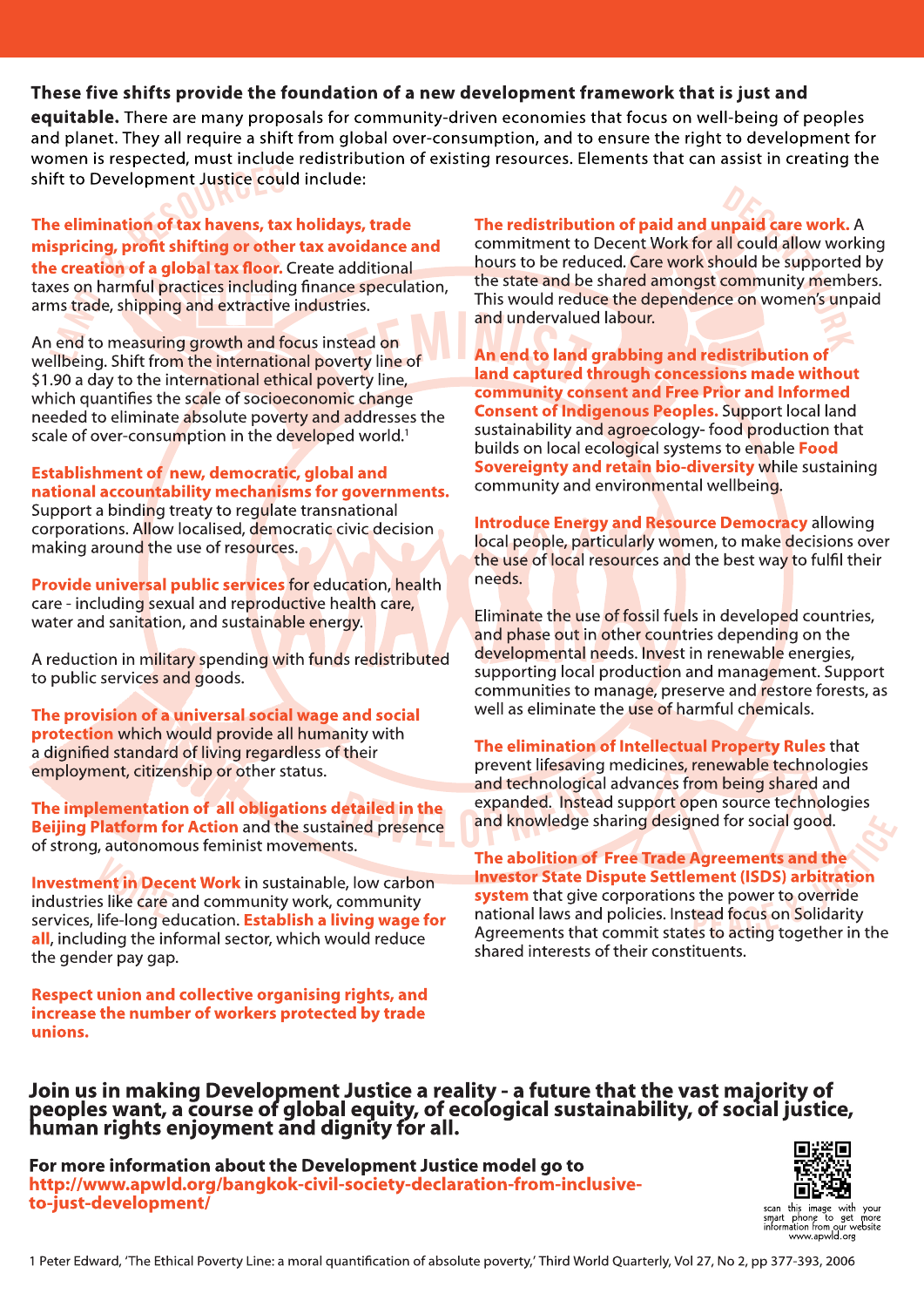**These five shifts provide the foundation of a new development framework that is just and equitable.** There are many proposals for community-driven economies that focus on well-being of peoples and planet. They all require a shift from global over-consumption, and to ensure the right to development for women is respected, must include redistribution of existing resources. Elements that can assist in creating the shift to Development Justice could include:

**The elimination of tax havens, tax holidays, trade mispricing, profit shifting or other tax avoidance and the creation of a global tax floor.** Create additional taxes on harmful practices including finance speculation, arms trade, shipping and extractive industries.

An end to measuring growth and focus instead on wellbeing. Shift from the international poverty line of $1.90 a day to the international ethical poverty line, which quantifies the scale of socioeconomic change needed to eliminate absolute poverty and addresses the scale of over-consumption in the developed world.[1]

**Establishment of new, democratic, global and national accountability mechanisms for governments.** Support a binding treaty to regulate transnational corporations. Allow localised, democratic civic decision making around the use of resources.

**Provide universal public services** for education, health care - including sexual and reproductive health care, water and sanitation, and sustainable energy.

A reduction in military spending with funds redistributed to public services and goods.

**The provision of a universal social wage and social protection** which would provide all humanity with a dignified standard of living regardless of their employment, citizenship or other status.

**The implementation of all obligations detailed in the Beijing Platform for Action** and the sustained presence of strong, autonomous feminist movements.

**Investment in Decent Work** in sustainable, low carbon industries like care and community work, community services, life-long education. **Establish a living wage for all**, including the informal sector, which would reduce the gender pay gap.

**Respect union and collective organising rights, and increase the number of workers protected by trade unions.**

**The redistribution of paid and unpaid care work.** A commitment to Decent Work for all could allow working hours to be reduced. Care work should be supported by the state and be shared amongst community members. This would reduce the dependence on women's unpaid and undervalued labour.

**An end to land grabbing and redistribution of land captured through concessions made without community consent and Free Prior and Informed Consent of Indigenous Peoples.** Support local land sustainability and agroecology- food production that builds on local ecological systems to enable **Food Sovereignty and retain bio-diversity** while sustaining community and environmental wellbeing.

**Introduce Energy and Resource Democracy** allowing local people, particularly women, to make decisions over the use of local resources and the best way to fulfil their needs.

Eliminate the use of fossil fuels in developed countries, and phase out in other countries depending on the developmental needs. Invest in renewable energies, supporting local production and management. Support communities to manage, preserve and restore forests, as well as eliminate the use of harmful chemicals.

**The elimination of Intellectual Property Rules** that prevent lifesaving medicines, renewable technologies and technological advances from being shared and expanded. Instead support open source technologies and knowledge sharing designed for social good.

**The abolition of Free Trade Agreements and the Investor State Dispute Settlement (ISDS) arbitration system** that give corporations the power to override national laws and policies. Instead focus on Solidarity Agreements that commit states to acting together in the shared interests of their constituents.

## Join us in making Development Justice a reality - a future that the vast majority of peoples want, a course of global equity, of ecological sustainability, of social justice, human rights enjoyment and dignity for all.

**For more information about the Development Justice model go to**
**http://www.apwld.org/bangkok-civil-society-declaration-from-inclusive-to-just-development/**

scan this image with your smart phone to get more information from our website www.apwld.org

1 Peter Edward, 'The Ethical Poverty Line: a moral quantification of absolute poverty,' Third World Quarterly, Vol 27, No 2, pp 377-393, 2006